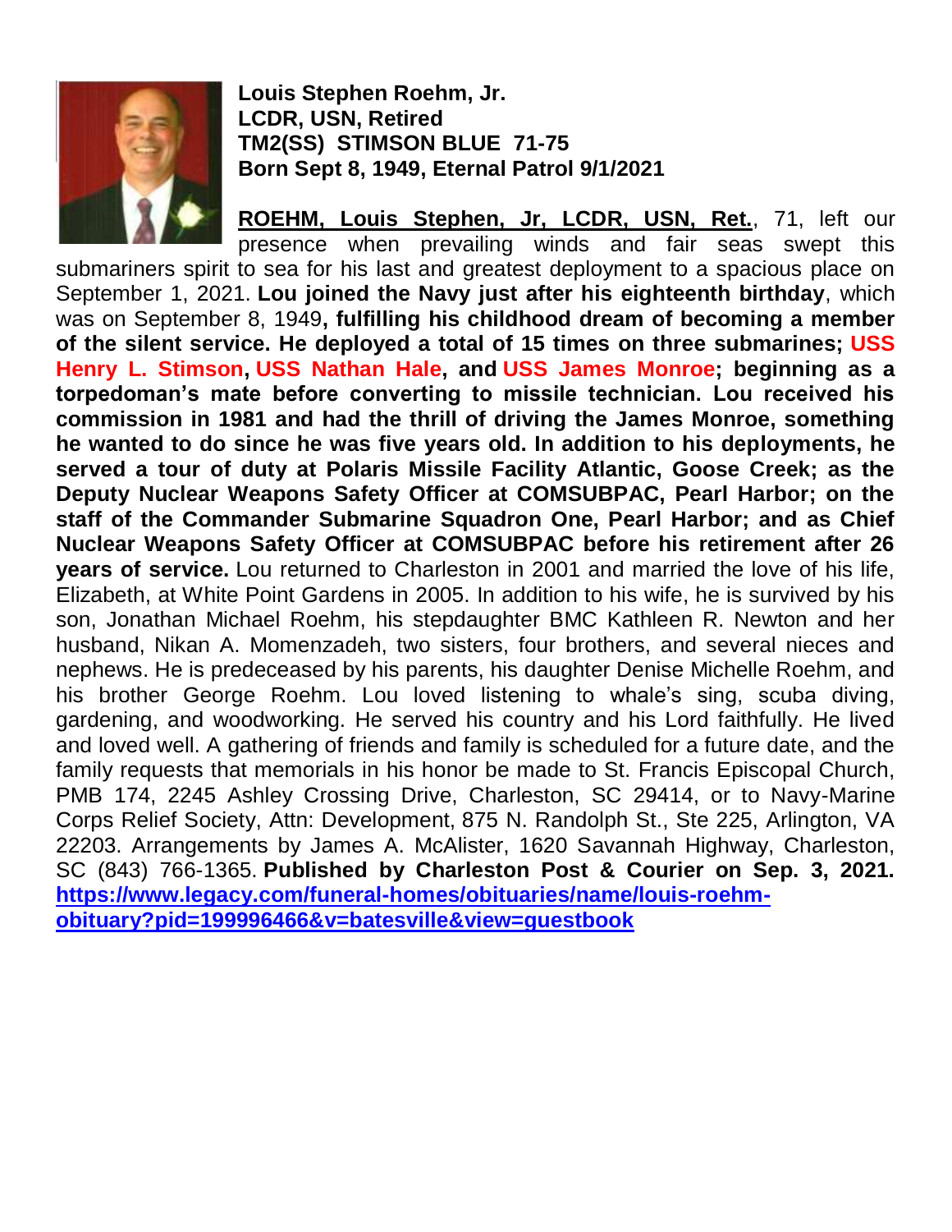**Louis Stephen Roehm, Jr.**
**LCDR, USN, Retired**
**TM2(SS) STIMSON BLUE 71-75**
**Born Sept 8, 1949, Eternal Patrol 9/1/2021**

**ROEHM, Louis Stephen, Jr, LCDR, USN, Ret.**, 71, left our presence when prevailing winds and fair seas swept this submariners spirit to sea for his last and greatest deployment to a spacious place on September 1, 2021. **Lou joined the Navy just after his eighteenth birthday**, which was on September 8, 1949**, fulfilling his childhood dream of becoming a member of the silent service. He deployed a total of 15 times on three submarines; USS Henry L. Stimson, USS Nathan Hale, and USS James Monroe; beginning as a torpedoman's mate before converting to missile technician. Lou received his commission in 1981 and had the thrill of driving the James Monroe, something he wanted to do since he was five years old. In addition to his deployments, he served a tour of duty at Polaris Missile Facility Atlantic, Goose Creek; as the Deputy Nuclear Weapons Safety Officer at COMSUBPAC, Pearl Harbor; on the staff of the Commander Submarine Squadron One, Pearl Harbor; and as Chief Nuclear Weapons Safety Officer at COMSUBPAC before his retirement after 26 years of service.** Lou returned to Charleston in 2001 and married the love of his life, Elizabeth, at White Point Gardens in 2005. In addition to his wife, he is survived by his son, Jonathan Michael Roehm, his stepdaughter BMC Kathleen R. Newton and her husband, Nikan A. Momenzadeh, two sisters, four brothers, and several nieces and nephews. He is predeceased by his parents, his daughter Denise Michelle Roehm, and his brother George Roehm. Lou loved listening to whale's sing, scuba diving, gardening, and woodworking. He served his country and his Lord faithfully. He lived and loved well. A gathering of friends and family is scheduled for a future date, and the family requests that memorials in his honor be made to St. Francis Episcopal Church, PMB 174, 2245 Ashley Crossing Drive, Charleston, SC 29414, or to Navy-Marine Corps Relief Society, Attn: Development, 875 N. Randolph St., Ste 225, Arlington, VA 22203. Arrangements by James A. McAlister, 1620 Savannah Highway, Charleston, SC (843) 766-1365. **Published by Charleston Post & Courier on Sep. 3, 2021.** [https://www.legacy.com/funeral-homes/obituaries/name/louis-roehm-obituary?pid=199996466&v=batesville&view=guestbook](https://www.legacy.com/funeral-homes/obituaries/name/louis-roehm-obituary?pid=199996466&v=batesville&view=guestbook)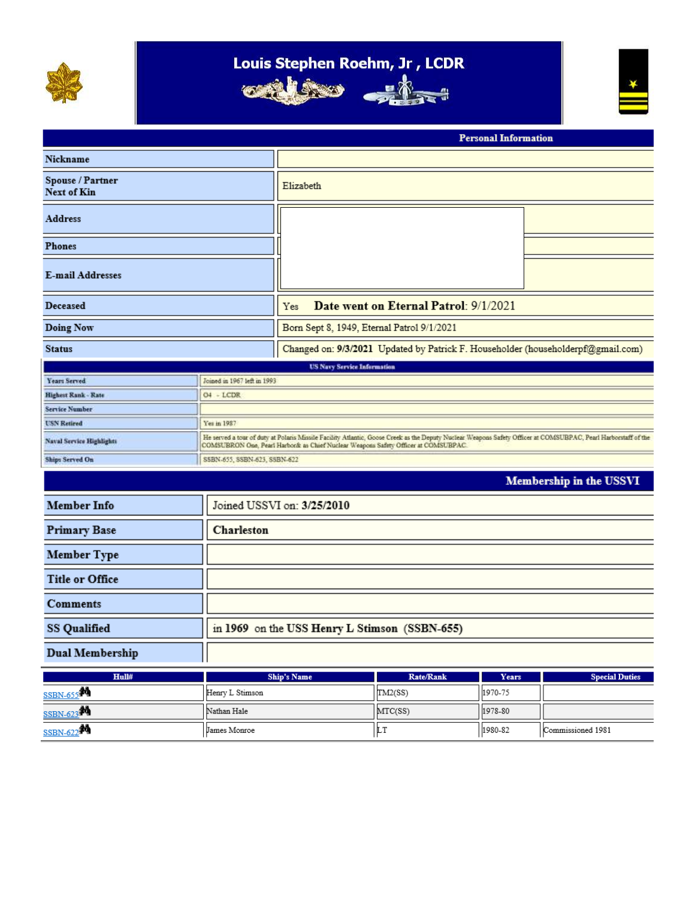# Louis Stephen Roehm, Jr , LCDR

| Personal Information | |
|---|---|
| Nickname | |
| Spouse / Partner Next of Kin | Elizabeth |
| Address | |
| Phones | |
| E-mail Addresses | |
| Deceased | Yes **Date went on Eternal Patrol**: 9/1/2021 |
| Doing Now | Born Sept 8, 1949, Eternal Patrol 9/1/2021 |
| Status | Changed on: **9/3/2021** Updated by Patrick F. Householder (householderpf@gmail.com) |

| US Navy Service Information | |
|---|---|
| Years Served | Joined in 1967 left in 1993 |
| Highest Rank - Rate | O4 - LCDR |
| Service Number | |
| USN Retired | Yes in 1987 |
| Naval Service Highlights | He served a tour of duty at Polaris Missile Facility Atlantic, Goose Creek as the Deputy Nuclear Weapons Safety Officer at COMSUBPAC, Pearl Harborstaff of the COMSUBRON One, Pearl Harbor& as Chief Nuclear Weapons Safety Officer at COMSUBPAC. |
| Ships Served On | SSBN-655, SSBN-623, SSBN-622 |

| Membership in the USSVI | |
|---|---|
| Member Info | Joined USSVI on: **3/25/2010** |
| Primary Base | **Charleston** |
| Member Type | |
| Title or Office | |
| Comments | |
| SS Qualified | in **1969** on the **USS Henry L Stimson** **(SSBN-655)** |
| Dual Membership | |

| Hull# | Ship's Name | Rate/Rank | Years | Special Duties |
|---|---|---|---|---|
| SSBN-655 | Henry L Stimson | TM2(SS) | 1970-75 | |
| SSBN-623 | Nathan Hale | MTC(SS) | 1978-80 | |
| SSBN-622 | James Monroe | LT | 1980-82 | Commissioned 1981 |